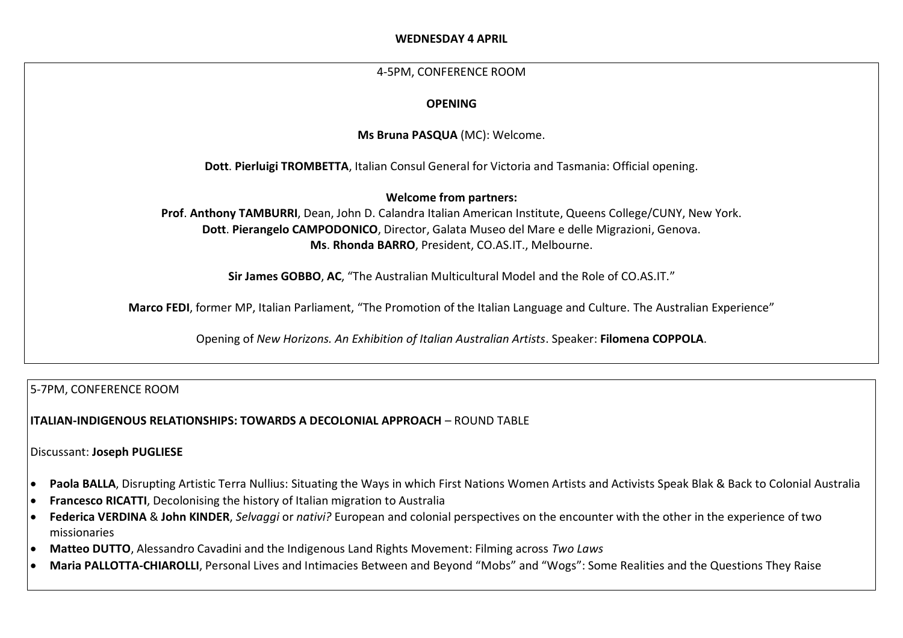## WEDNESDAY 4 APRIL

4-5PM, CONFERENCE ROOM

### OPENING

**Ms Bruna PASQUA** (MC): Welcome.

**Dott**. **Pierluigi TROMBETTA**, Italian Consul General for Victoria and Tasmania: Official opening.

**Welcome from partners:**

**Prof**. **Anthony TAMBURRI**, Dean, John D. Calandra Italian American Institute, Queens College/CUNY, New York.
**Dott**. **Pierangelo CAMPODONICO**, Director, Galata Museo del Mare e delle Migrazioni, Genova.
**Ms**. **Rhonda BARRO**, President, CO.AS.IT., Melbourne.

**Sir James GOBBO**, **AC**, "The Australian Multicultural Model and the Role of CO.AS.IT."

**Marco FEDI**, former MP, Italian Parliament, "The Promotion of the Italian Language and Culture. The Australian Experience"

Opening of *New Horizons. An Exhibition of Italian Australian Artists*. Speaker: **Filomena COPPOLA**.

---

5-7PM, CONFERENCE ROOM

**ITALIAN-INDIGENOUS RELATIONSHIPS: TOWARDS A DECOLONIAL APPROACH** – ROUND TABLE

Discussant: **Joseph PUGLIESE**

- **Paola BALLA**, Disrupting Artistic Terra Nullius: Situating the Ways in which First Nations Women Artists and Activists Speak Blak & Back to Colonial Australia
- **Francesco RICATTI**, Decolonising the history of Italian migration to Australia
- **Federica VERDINA** & **John KINDER**, *Selvaggi* or *nativi?* European and colonial perspectives on the encounter with the other in the experience of two missionaries
- **Matteo DUTTO**, Alessandro Cavadini and the Indigenous Land Rights Movement: Filming across *Two Laws*
- **Maria PALLOTTA-CHIAROLLI**, Personal Lives and Intimacies Between and Beyond "Mobs" and "Wogs": Some Realities and the Questions They Raise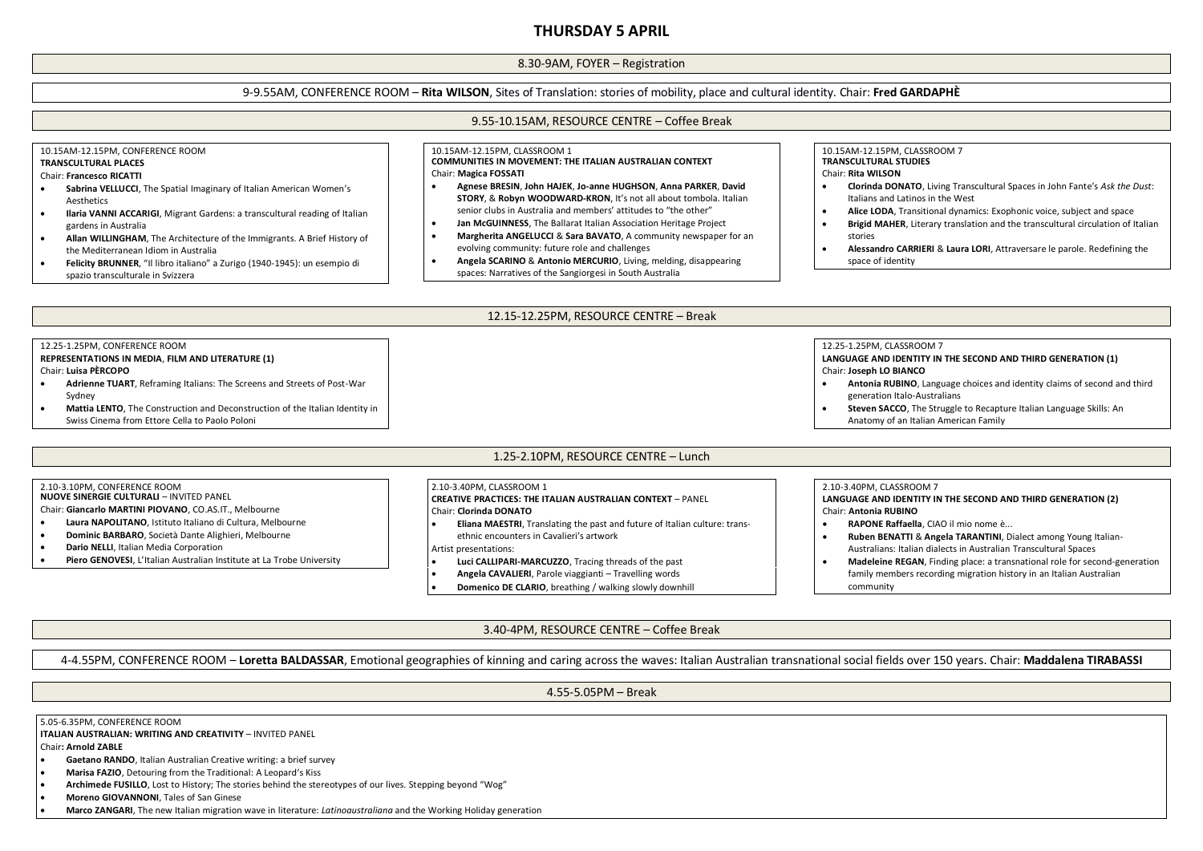# THURSDAY 5 APRIL

8.30-9AM, FOYER – Registration

9-9.55AM, CONFERENCE ROOM – **Rita WILSON**, Sites of Translation: stories of mobility, place and cultural identity. Chair: **Fred GARDAPHÈ**

9.55-10.15AM, RESOURCE CENTRE – Coffee Break

10.15AM-12.15PM, CONFERENCE ROOM
**TRANSCULTURAL PLACES**
Chair: **Francesco RICATTI**

- **Sabrina VELLUCCI**, The Spatial Imaginary of Italian American Women's Aesthetics
- **Ilaria VANNI ACCARIGI**, Migrant Gardens: a transcultural reading of Italian gardens in Australia
- **Allan WILLINGHAM**, The Architecture of the Immigrants. A Brief History of the Mediterranean Idiom in Australia
- **Felicity BRUNNER**, "Il libro italiano" a Zurigo (1940-1945): un esempio di spazio transculturale in Svizzera

10.15AM-12.15PM, CLASSROOM 1
**COMMUNITIES IN MOVEMENT: THE ITALIAN AUSTRALIAN CONTEXT**
Chair: **Magica FOSSATI**

- **Agnese BRESIN**, **John HAJEK**, **Jo-anne HUGHSON**, **Anna PARKER**, **David STORY**, & **Robyn WOODWARD-KRON**, It's not all about tombola. Italian senior clubs in Australia and members' attitudes to "the other"
- **Jan McGUINNESS**, The Ballarat Italian Association Heritage Project
- **Margherita ANGELUCCI** & **Sara BAVATO**, A community newspaper for an evolving community: future role and challenges
- **Angela SCARINO** & **Antonio MERCURIO**, Living, melding, disappearing spaces: Narratives of the Sangiorgesi in South Australia

10.15AM-12.15PM, CLASSROOM 7
**TRANSCULTURAL STUDIES**
Chair: **Rita WILSON**

- **Clorinda DONATO**, Living Transcultural Spaces in John Fante's *Ask the Dust*: Italians and Latinos in the West
- **Alice LODA**, Transitional dynamics: Exophonic voice, subject and space
- **Brigid MAHER**, Literary translation and the transcultural circulation of Italian stories
- **Alessandro CARRIERI** & **Laura LORI**, Attraversare le parole. Redefining the space of identity

12.15-12.25PM, RESOURCE CENTRE – Break

12.25-1.25PM, CONFERENCE ROOM
**REPRESENTATIONS IN MEDIA, FILM AND LITERATURE (1)**
Chair: **Luisa PÈRCOPO**

- **Adrienne TUART**, Reframing Italians: The Screens and Streets of Post-War Sydney
- **Mattia LENTO**, The Construction and Deconstruction of the Italian Identity in Swiss Cinema from Ettore Cella to Paolo Poloni

12.25-1.25PM, CLASSROOM 7
**LANGUAGE AND IDENTITY IN THE SECOND AND THIRD GENERATION (1)**
Chair: **Joseph LO BIANCO**

- **Antonia RUBINO**, Language choices and identity claims of second and third generation Italo-Australians
- **Steven SACCO**, The Struggle to Recapture Italian Language Skills: An Anatomy of an Italian American Family

1.25-2.10PM, RESOURCE CENTRE – Lunch

2.10-3.10PM, CONFERENCE ROOM
**NUOVE SINERGIE CULTURALI** – INVITED PANEL
Chair: **Giancarlo MARTINI PIOVANO**, CO.AS.IT., Melbourne

- **Laura NAPOLITANO**, Istituto Italiano di Cultura, Melbourne
- **Dominic BARBARO**, Società Dante Alighieri, Melbourne
- **Dario NELLI**, Italian Media Corporation
- **Piero GENOVESI**, L'Italian Australian Institute at La Trobe University

2.10-3.40PM, CLASSROOM 1
**CREATIVE PRACTICES: THE ITALIAN AUSTRALIAN CONTEXT** – PANEL
Chair: **Clorinda DONATO**

- **Eliana MAESTRI**, Translating the past and future of Italian culture: trans-ethnic encounters in Cavalieri's artwork

Artist presentations:

- **Luci CALLIPARI-MARCUZZO**, Tracing threads of the past
- **Angela CAVALIERI**, Parole viaggianti – Travelling words
- **Domenico DE CLARIO**, breathing / walking slowly downhill

2.10-3.40PM, CLASSROOM 7
**LANGUAGE AND IDENTITY IN THE SECOND AND THIRD GENERATION (2)**
Chair: **Antonia RUBINO**

- **RAPONE Raffaella**, CIAO il mio nome è...
- **Ruben BENATTI** & **Angela TARANTINI**, Dialect among Young Italian-Australians: Italian dialects in Australian Transcultural Spaces
- **Madeleine REGAN**, Finding place: a transnational role for second-generation family members recording migration history in an Italian Australian community

3.40-4PM, RESOURCE CENTRE – Coffee Break

4-4.55PM, CONFERENCE ROOM – **Loretta BALDASSAR**, Emotional geographies of kinning and caring across the waves: Italian Australian transnational social fields over 150 years. Chair: **Maddalena TIRABASSI**

4.55-5.05PM – Break

5.05-6.35PM, CONFERENCE ROOM
**ITALIAN AUSTRALIAN: WRITING AND CREATIVITY** – INVITED PANEL
Chair**: Arnold ZABLE**

- **Gaetano RANDO**, Italian Australian Creative writing: a brief survey
- **Marisa FAZIO**, Detouring from the Traditional: A Leopard's Kiss
- **Archimede FUSILLO**, Lost to History; The stories behind the stereotypes of our lives. Stepping beyond "Wog"
- **Moreno GIOVANNONI**, Tales of San Ginese
- **Marco ZANGARI**, The new Italian migration wave in literature: *Latinoaustraliana* and the Working Holiday generation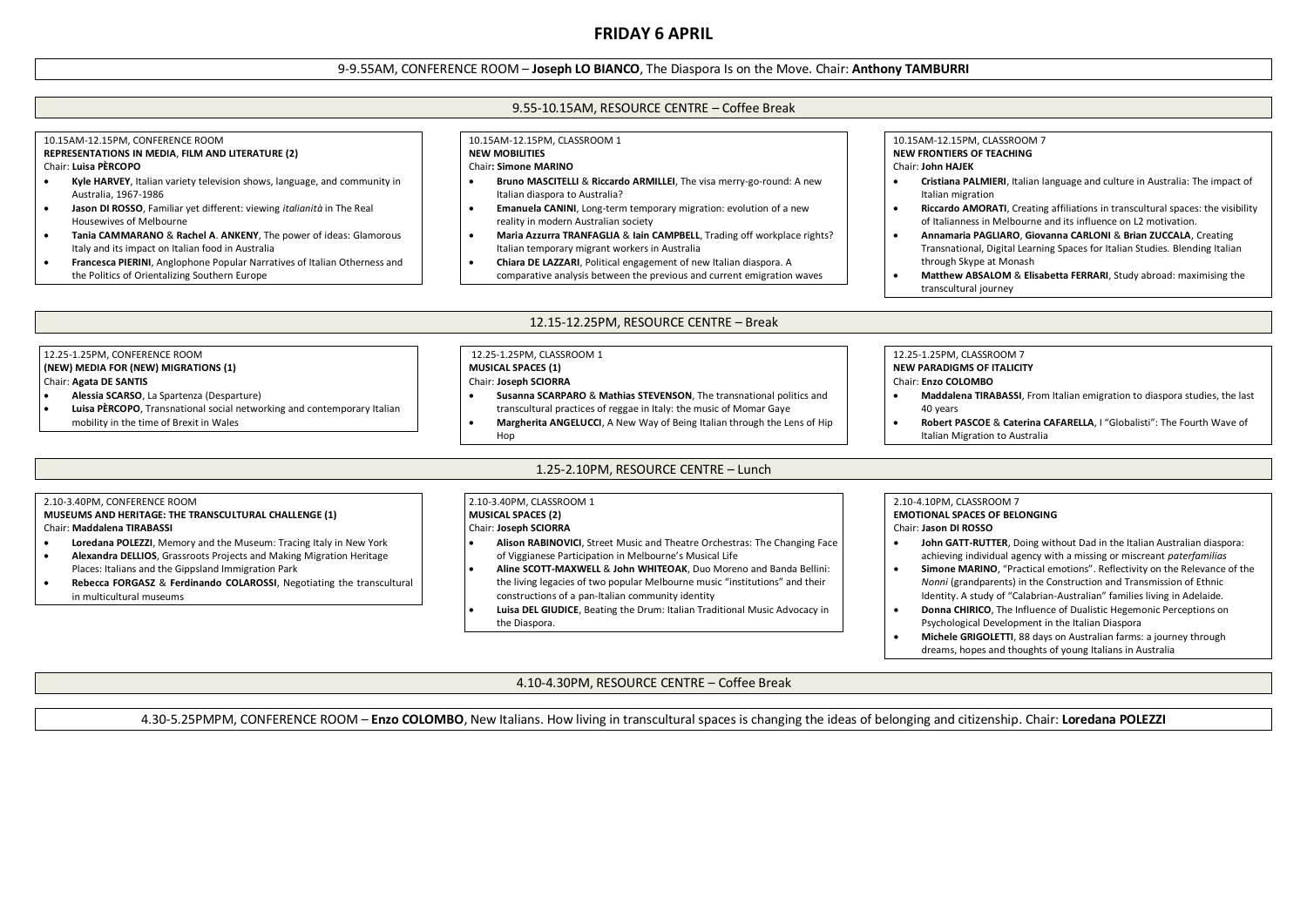# FRIDAY 6 APRIL

9-9.55AM, CONFERENCE ROOM – **Joseph LO BIANCO**, The Diaspora Is on the Move. Chair: **Anthony TAMBURRI**

9.55-10.15AM, RESOURCE CENTRE – Coffee Break

10.15AM-12.15PM, CONFERENCE ROOM
**REPRESENTATIONS IN MEDIA, FILM AND LITERATURE (2)**
Chair: **Luisa PÈRCOPO**

- **Kyle HARVEY**, Italian variety television shows, language, and community in Australia, 1967-1986
- **Jason DI ROSSO**, Familiar yet different: viewing *italianità* in The Real Housewives of Melbourne
- **Tania CAMMARANO** & **Rachel A**. **ANKENY**, The power of ideas: Glamorous Italy and its impact on Italian food in Australia
- **Francesca PIERINI**, Anglophone Popular Narratives of Italian Otherness and the Politics of Orientalizing Southern Europe

10.15AM-12.15PM, CLASSROOM 1
**NEW MOBILITIES**
Chair**: Simone MARINO**

- **Bruno MASCITELLI** & **Riccardo ARMILLEI**, The visa merry-go-round: A new Italian diaspora to Australia?
- **Emanuela CANINI**, Long-term temporary migration: evolution of a new reality in modern Australian society
- **Maria Azzurra TRANFAGLIA** & **Iain CAMPBELL**, Trading off workplace rights? Italian temporary migrant workers in Australia
- **Chiara DE LAZZARI**, Political engagement of new Italian diaspora. A comparative analysis between the previous and current emigration waves

10.15AM-12.15PM, CLASSROOM 7
**NEW FRONTIERS OF TEACHING**
Chair: **John HAJEK**

- **Cristiana PALMIERI**, Italian language and culture in Australia: The impact of Italian migration
- **Riccardo AMORATI**, Creating affiliations in transcultural spaces: the visibility of Italianness in Melbourne and its influence on L2 motivation.
- **Annamaria PAGLIARO**, **Giovanna CARLONI** & **Brian ZUCCALA**, Creating Transnational, Digital Learning Spaces for Italian Studies. Blending Italian through Skype at Monash
- **Matthew ABSALOM** & **Elisabetta FERRARI**, Study abroad: maximising the transcultural journey

12.15-12.25PM, RESOURCE CENTRE – Break

12.25-1.25PM, CONFERENCE ROOM
**(NEW) MEDIA FOR (NEW) MIGRATIONS (1)**
Chair: **Agata DE SANTIS**

- **Alessia SCARSO**, La Spartenza (Desparture)
- **Luisa PÈRCOPO**, Transnational social networking and contemporary Italian mobility in the time of Brexit in Wales

12.25-1.25PM, CLASSROOM 1
**MUSICAL SPACES (1)**
Chair: **Joseph SCIORRA**

- **Susanna SCARPARO** & **Mathias STEVENSON**, The transnational politics and transcultural practices of reggae in Italy: the music of Momar Gaye
- **Margherita ANGELUCCI**, A New Way of Being Italian through the Lens of Hip Hop

12.25-1.25PM, CLASSROOM 7
**NEW PARADIGMS OF ITALICITY**
Chair: **Enzo COLOMBO**

- **Maddalena TIRABASSI**, From Italian emigration to diaspora studies, the last 40 years
- **Robert PASCOE** & **Caterina CAFARELLA**, I "Globalisti": The Fourth Wave of Italian Migration to Australia

1.25-2.10PM, RESOURCE CENTRE – Lunch

2.10-3.40PM, CONFERENCE ROOM
**MUSEUMS AND HERITAGE: THE TRANSCULTURAL CHALLENGE (1)**
Chair: **Maddalena TIRABASSI**

- **Loredana POLEZZI**, Memory and the Museum: Tracing Italy in New York
- **Alexandra DELLIOS**, Grassroots Projects and Making Migration Heritage Places: Italians and the Gippsland Immigration Park
- **Rebecca FORGASZ** & **Ferdinando COLAROSSI**, Negotiating the transcultural in multicultural museums

2.10-3.40PM, CLASSROOM 1
**MUSICAL SPACES (2)**
Chair: **Joseph SCIORRA**

- **Alison RABINOVICI**, Street Music and Theatre Orchestras: The Changing Face of Viggianese Participation in Melbourne's Musical Life
- **Aline SCOTT-MAXWELL** & **John WHITEOAK**, Duo Moreno and Banda Bellini: the living legacies of two popular Melbourne music "institutions" and their constructions of a pan-Italian community identity
- **Luisa DEL GIUDICE**, Beating the Drum: Italian Traditional Music Advocacy in the Diaspora.

2.10-4.10PM, CLASSROOM 7
**EMOTIONAL SPACES OF BELONGING**
Chair: **Jason DI ROSSO**

- **John GATT-RUTTER**, Doing without Dad in the Italian Australian diaspora: achieving individual agency with a missing or miscreant *paterfamilias*
- **Simone MARINO**, "Practical emotions". Reflectivity on the Relevance of the *Nonni* (grandparents) in the Construction and Transmission of Ethnic Identity. A study of "Calabrian-Australian" families living in Adelaide.
- **Donna CHIRICO**, The Influence of Dualistic Hegemonic Perceptions on Psychological Development in the Italian Diaspora
- **Michele GRIGOLETTI**, 88 days on Australian farms: a journey through dreams, hopes and thoughts of young Italians in Australia

4.10-4.30PM, RESOURCE CENTRE – Coffee Break

4.30-5.25PMPM, CONFERENCE ROOM – **Enzo COLOMBO**, New Italians. How living in transcultural spaces is changing the ideas of belonging and citizenship. Chair: **Loredana POLEZZI**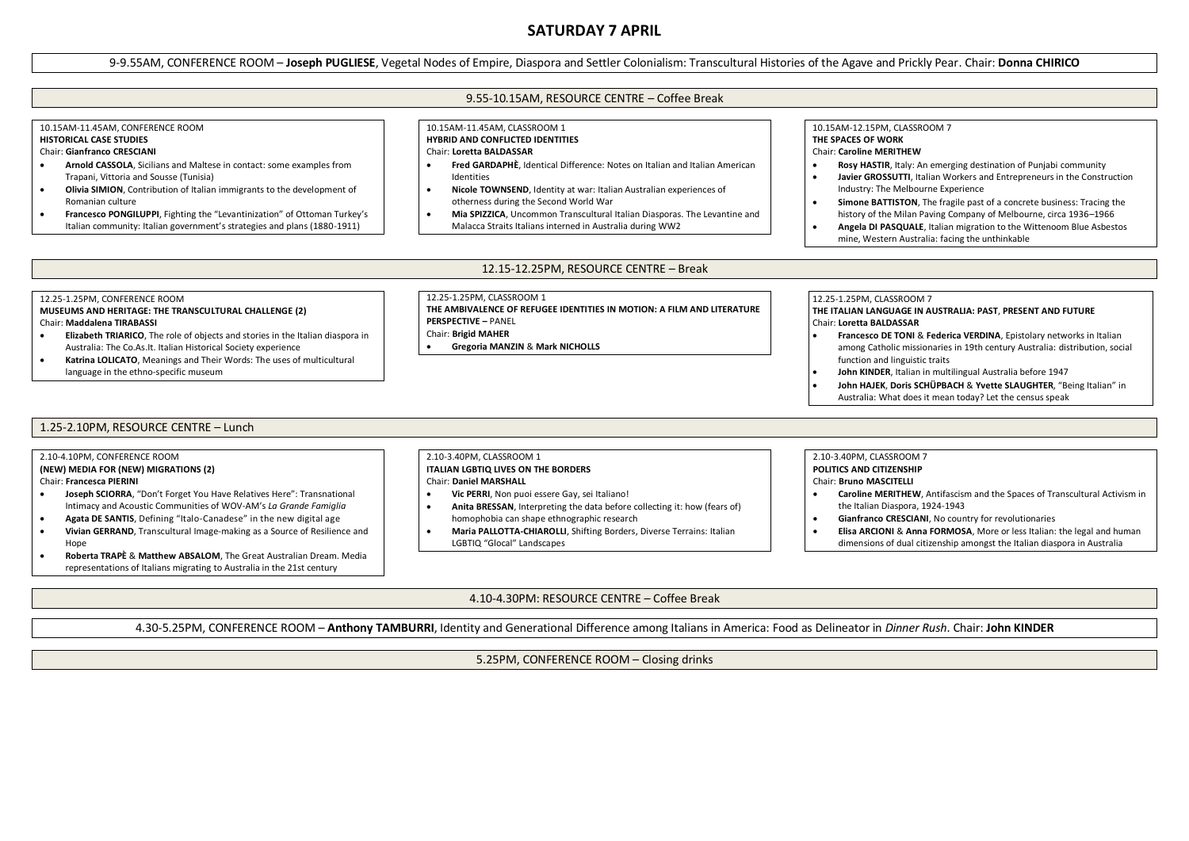# SATURDAY 7 APRIL

9-9.55AM, CONFERENCE ROOM – **Joseph PUGLIESE**, Vegetal Nodes of Empire, Diaspora and Settler Colonialism: Transcultural Histories of the Agave and Prickly Pear. Chair: **Donna CHIRICO**

9.55-10.15AM, RESOURCE CENTRE – Coffee Break

10.15AM-11.45AM, CONFERENCE ROOM
**HISTORICAL CASE STUDIES**
Chair: **Gianfranco CRESCIANI**

- **Arnold CASSOLA**, Sicilians and Maltese in contact: some examples from Trapani, Vittoria and Sousse (Tunisia)
- **Olivia SIMION**, Contribution of Italian immigrants to the development of Romanian culture
- **Francesco PONGILUPPI**, Fighting the "Levantinization" of Ottoman Turkey's Italian community: Italian government's strategies and plans (1880-1911)

10.15AM-11.45AM, CLASSROOM 1
**HYBRID AND CONFLICTED IDENTITIES**
Chair: **Loretta BALDASSAR**

- **Fred GARDAPHÈ**, Identical Difference: Notes on Italian and Italian American Identities
- **Nicole TOWNSEND**, Identity at war: Italian Australian experiences of otherness during the Second World War
- **Mia SPIZZICA**, Uncommon Transcultural Italian Diasporas. The Levantine and Malacca Straits Italians interned in Australia during WW2

10.15AM-12.15PM, CLASSROOM 7
**THE SPACES OF WORK**
Chair: **Caroline MERITHEW**

- **Rosy HASTIR**, Italy: An emerging destination of Punjabi community
- **Javier GROSSUTTI**, Italian Workers and Entrepreneurs in the Construction Industry: The Melbourne Experience
- **Simone BATTISTON**, The fragile past of a concrete business: Tracing the history of the Milan Paving Company of Melbourne, circa 1936–1966
- **Angela DI PASQUALE**, Italian migration to the Wittenoom Blue Asbestos mine, Western Australia: facing the unthinkable

12.15-12.25PM, RESOURCE CENTRE – Break

12.25-1.25PM, CONFERENCE ROOM
**MUSEUMS AND HERITAGE: THE TRANSCULTURAL CHALLENGE (2)**
Chair: **Maddalena TIRABASSI**

- **Elizabeth TRIARICO**, The role of objects and stories in the Italian diaspora in Australia: The Co.As.It. Italian Historical Society experience
- **Katrina LOLICATO**, Meanings and Their Words: The uses of multicultural language in the ethno-specific museum

12.25-1.25PM, CLASSROOM 1
**THE AMBIVALENCE OF REFUGEE IDENTITIES IN MOTION: A FILM AND LITERATURE PERSPECTIVE –** PANEL
Chair: **Brigid MAHER**

- **Gregoria MANZIN** & **Mark NICHOLLS**

12.25-1.25PM, CLASSROOM 7
**THE ITALIAN LANGUAGE IN AUSTRALIA: PAST**, **PRESENT AND FUTURE**
Chair: **Loretta BALDASSAR**

- **Francesco DE TONI** & **Federica VERDINA**, Epistolary networks in Italian among Catholic missionaries in 19th century Australia: distribution, social function and linguistic traits
- **John KINDER**, Italian in multilingual Australia before 1947
- **John HAJEK**, **Doris SCHÜPBACH** & **Yvette SLAUGHTER**, "Being Italian" in Australia: What does it mean today? Let the census speak

1.25-2.10PM, RESOURCE CENTRE – Lunch

2.10-4.10PM, CONFERENCE ROOM
**(NEW) MEDIA FOR (NEW) MIGRATIONS (2)**
Chair: **Francesca PIERINI**

- **Joseph SCIORRA**, "Don't Forget You Have Relatives Here": Transnational Intimacy and Acoustic Communities of WOV-AM's *La Grande Famiglia*
- **Agata DE SANTIS**, Defining "Italo-Canadese" in the new digital age
- **Vivian GERRAND**, Transcultural Image-making as a Source of Resilience and Hope
- **Roberta TRAPÈ** & **Matthew ABSALOM**, The Great Australian Dream. Media representations of Italians migrating to Australia in the 21st century

2.10-3.40PM, CLASSROOM 1
**ITALIAN LGBTIQ LIVES ON THE BORDERS**
Chair: **Daniel MARSHALL**

- **Vic PERRI**, Non puoi essere Gay, sei Italiano!
- **Anita BRESSAN**, Interpreting the data before collecting it: how (fears of) homophobia can shape ethnographic research
- **Maria PALLOTTA-CHIAROLLI**, Shifting Borders, Diverse Terrains: Italian LGBTIQ "Glocal" Landscapes

2.10-3.40PM, CLASSROOM 7
**POLITICS AND CITIZENSHIP**
Chair: **Bruno MASCITELLI**

- **Caroline MERITHEW**, Antifascism and the Spaces of Transcultural Activism in the Italian Diaspora, 1924-1943
- **Gianfranco CRESCIANI**, No country for revolutionaries
- **Elisa ARCIONI** & **Anna FORMOSA**, More or less Italian: the legal and human dimensions of dual citizenship amongst the Italian diaspora in Australia

4.10-4.30PM: RESOURCE CENTRE – Coffee Break

4.30-5.25PM, CONFERENCE ROOM – **Anthony TAMBURRI**, Identity and Generational Difference among Italians in America: Food as Delineator in *Dinner Rush*. Chair: **John KINDER**

5.25PM, CONFERENCE ROOM – Closing drinks